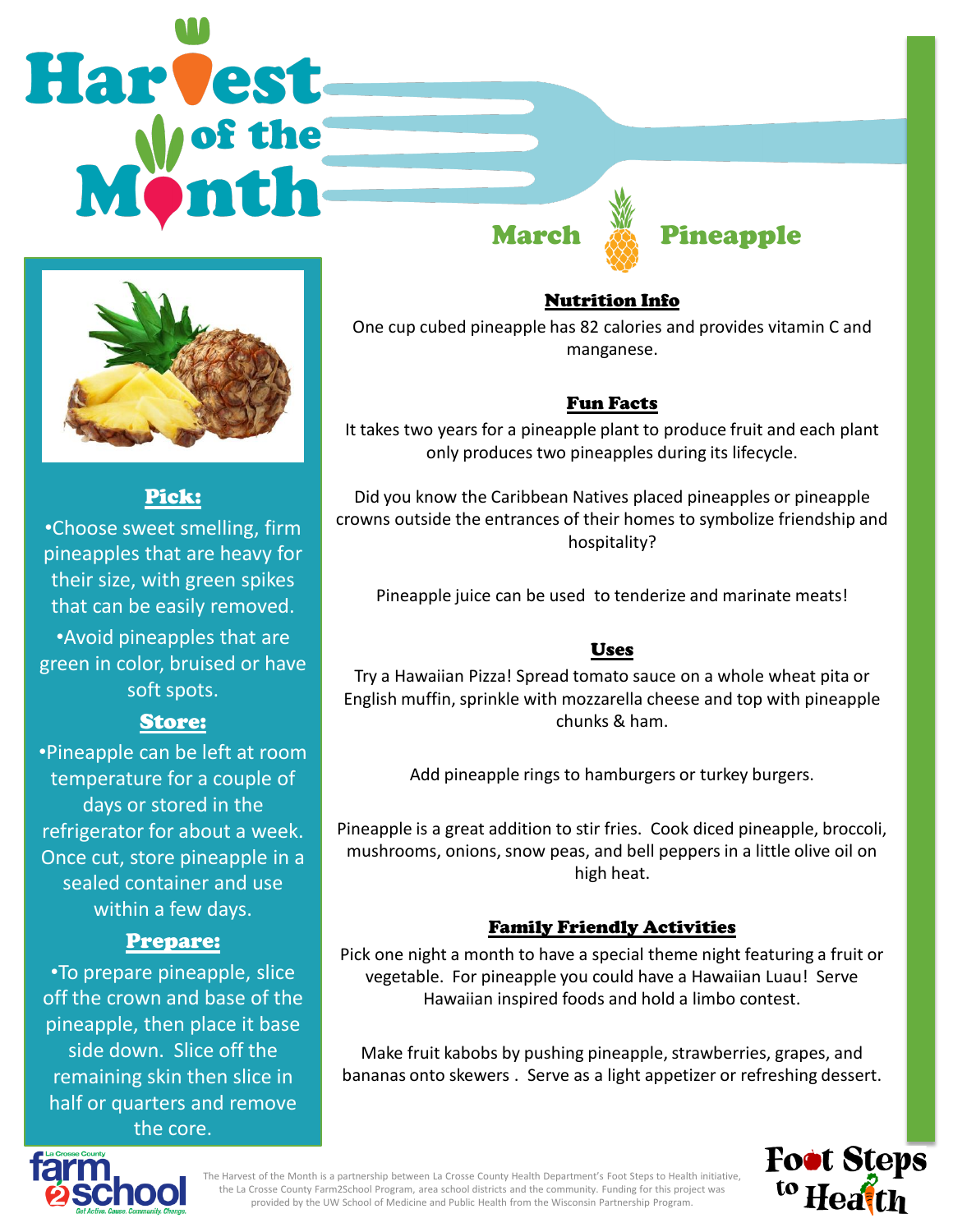# Harvest of the Month

## March Pineapple

### Pick:

•Choose sweet smelling, firm pineapples that are heavy for their size, with green spikes that can be easily removed.

•Avoid pineapples that are green in color, bruised or have soft spots.

### Store:

•Pineapple can be left at room temperature for a couple of days or stored in the refrigerator for about a week. Once cut, store pineapple in a sealed container and use within a few days.

### Prepare:

•To prepare pineapple, slice off the crown and base of the pineapple, then place it base side down. Slice off the remaining skin then slice in half or quarters and remove the core.

### Nutrition Info

One cup cubed pineapple has 82 calories and provides vitamin C and manganese.

### Fun Facts

It takes two years for a pineapple plant to produce fruit and each plant only produces two pineapples during its lifecycle.

Did you know the Caribbean Natives placed pineapples or pineapple crowns outside the entrances of their homes to symbolize friendship and hospitality?

Pineapple juice can be used to tenderize and marinate meats!

### Uses

Try a Hawaiian Pizza! Spread tomato sauce on a whole wheat pita or English muffin, sprinkle with mozzarella cheese and top with pineapple chunks & ham.

Add pineapple rings to hamburgers or turkey burgers.

Pineapple is a great addition to stir fries. Cook diced pineapple, broccoli, mushrooms, onions, snow peas, and bell peppers in a little olive oil on high heat.

### Family Friendly Activities

Pick one night a month to have a special theme night featuring a fruit or vegetable. For pineapple you could have a Hawaiian Luau! Serve Hawaiian inspired foods and hold a limbo contest.

Make fruit kabobs by pushing pineapple, strawberries, grapes, and bananas onto skewers . Serve as a light appetizer or refreshing dessert.

La Crosse County farm2school — Get Active. Cause. Community. Change.

The Harvest of the Month is a partnership between La Crosse County Health Department's Foot Steps to Health initiative, the La Crosse County Farm2School Program, area school districts and the community. Funding for this project was provided by the UW School of Medicine and Public Health from the Wisconsin Partnership Program.

Foot Steps to Health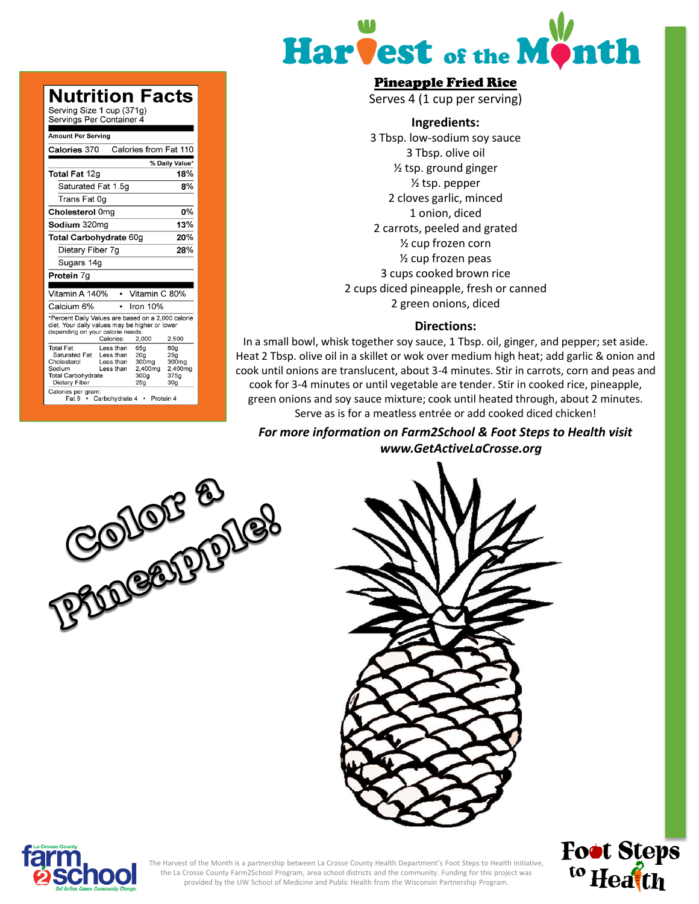# Harvest of the Month

## Nutrition Facts

Serving Size 1 cup (371g)
Servings Per Container 4

**Amount Per Serving**

| | |
|---|---|
| **Calories** 370 | Calories from Fat 110 |
| | **% Daily Value*** |
| **Total Fat** 12g | **18%** |
| Saturated Fat 1.5g | **8%** |
| Trans Fat 0g | |
| **Cholesterol** 0mg | **0%** |
| **Sodium** 320mg | **13%** |
| **Total Carbohydrate** 60g | **20%** |
| Dietary Fiber 7g | **28%** |
| Sugars 14g | |
| **Protein** 7g | |

| | |
|---|---|
| Vitamin A 140% | • Vitamin C 80% |
| Calcium 6% | • Iron 10% |

*Percent Daily Values are based on a 2,000 calorie diet. Your daily values may be higher or lower depending on your calorie needs:

| | | | |
|---|---|---|---|
| | Calories: | 2,000 | 2,500 |
| Total Fat | Less than | 65g | 80g |
| Saturated Fat | Less than | 20g | 25g |
| Cholesterol | Less than | 300mg | 300mg |
| Sodium | Less than | 2,400mg | 2,400mg |
| Total Carbohydrate | | 300g | 375g |
| Dietary Fiber | | 25g | 30g |

Calories per gram:
Fat 9 • Carbohydrate 4 • Protein 4

## Pineapple Fried Rice

Serves 4 (1 cup per serving)

### Ingredients:

3 Tbsp. low-sodium soy sauce
3 Tbsp. olive oil
½ tsp. ground ginger
½ tsp. pepper
2 cloves garlic, minced
1 onion, diced
2 carrots, peeled and grated
½ cup frozen corn
½ cup frozen peas
3 cups cooked brown rice
2 cups diced pineapple, fresh or canned
2 green onions, diced

### Directions:

In a small bowl, whisk together soy sauce, 1 Tbsp. oil, ginger, and pepper; set aside. Heat 2 Tbsp. olive oil in a skillet or wok over medium high heat; add garlic & onion and cook until onions are translucent, about 3-4 minutes. Stir in carrots, corn and peas and cook for 3-4 minutes or until vegetable are tender. Stir in cooked rice, pineapple, green onions and soy sauce mixture; cook until heated through, about 2 minutes. Serve as is for a meatless entrée or add cooked diced chicken!

***For more information on Farm2School & Foot Steps to Health visit www.GetActiveLaCrosse.org***

Color a Pineapple!

The Harvest of the Month is a partnership between La Crosse County Health Department's Foot Steps to Health initiative, the La Crosse County Farm2School Program, area school districts and the community. Funding for this project was provided by the UW School of Medicine and Public Health from the Wisconsin Partnership Program.